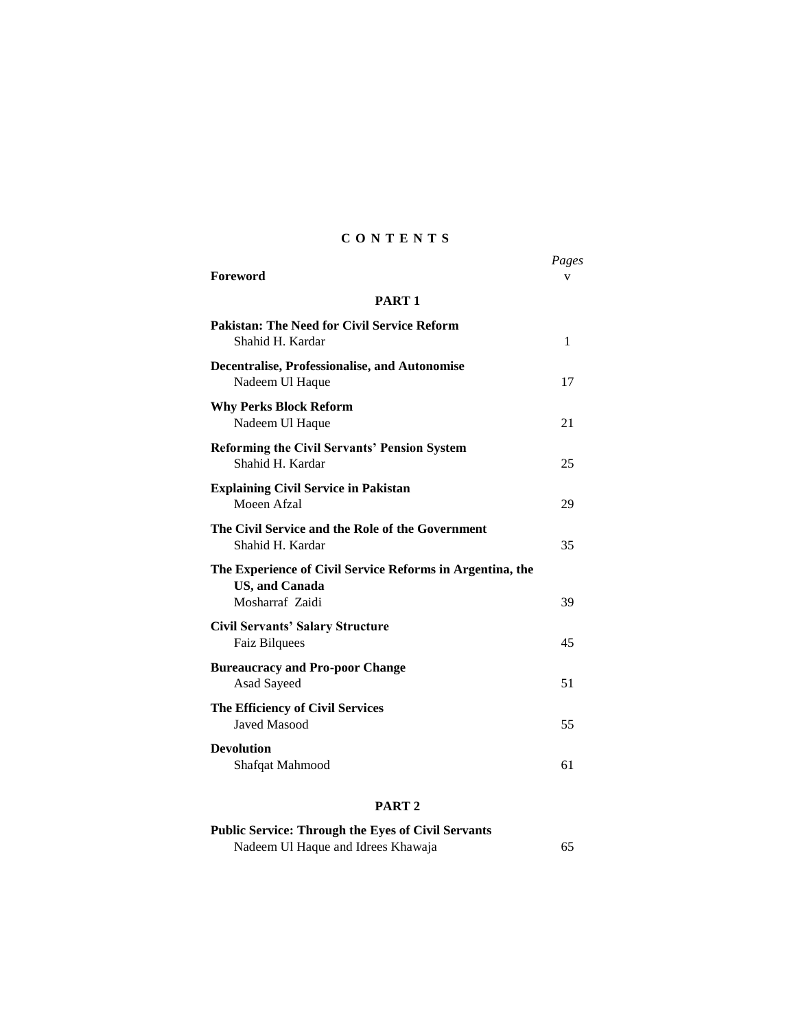# CONTENTS

| | Pages |
|---|---|
| **Foreword** | v |
| **PART 1** | |
| **Pakistan: The Need for Civil Service Reform**<br>Shahid H. Kardar | 1 |
| **Decentralise, Professionalise, and Autonomise**<br>Nadeem Ul Haque | 17 |
| **Why Perks Block Reform**<br>Nadeem Ul Haque | 21 |
| **Reforming the Civil Servants' Pension System**<br>Shahid H. Kardar | 25 |
| **Explaining Civil Service in Pakistan**<br>Moeen Afzal | 29 |
| **The Civil Service and the Role of the Government**<br>Shahid H. Kardar | 35 |
| **The Experience of Civil Service Reforms in Argentina, the US, and Canada**<br>Mosharraf Zaidi | 39 |
| **Civil Servants' Salary Structure**<br>Faiz Bilquees | 45 |
| **Bureaucracy and Pro-poor Change**<br>Asad Sayeed | 51 |
| **The Efficiency of Civil Services**<br>Javed Masood | 55 |
| **Devolution**<br>Shafqat Mahmood | 61 |
| **PART 2** | |
| **Public Service: Through the Eyes of Civil Servants**<br>Nadeem Ul Haque and Idrees Khawaja | 65 |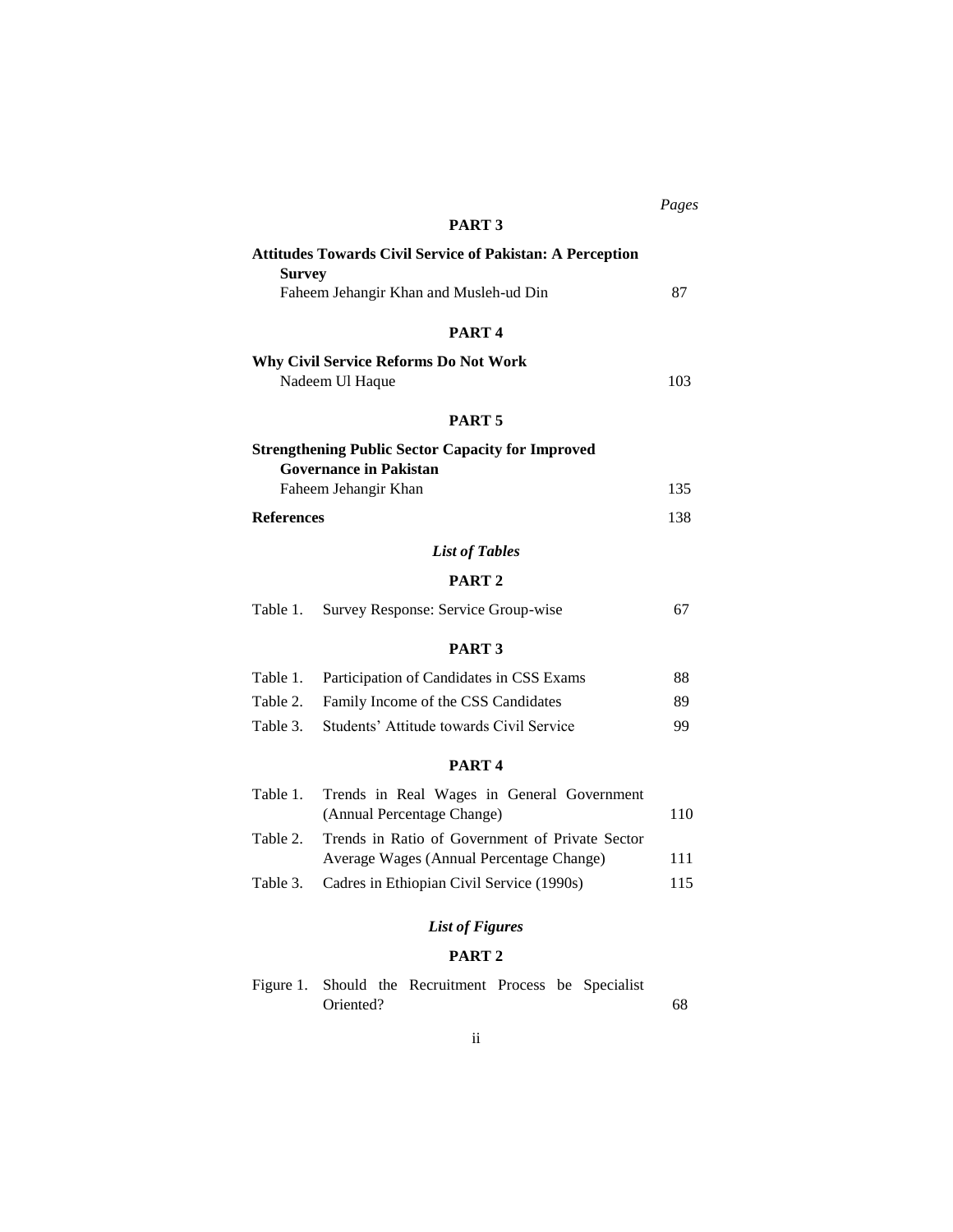*Pages*

**PART 3**

**Attitudes Towards Civil Service of Pakistan: A Perception Survey**
Faheem Jehangir Khan and Musleh-ud Din — 87

**PART 4**

**Why Civil Service Reforms Do Not Work**
Nadeem Ul Haque — 103

**PART 5**

**Strengthening Public Sector Capacity for Improved Governance in Pakistan**
Faheem Jehangir Khan — 135

**References** — 138

***List of Tables***

**PART 2**

| | | |
|---|---|---|
| Table 1. | Survey Response: Service Group-wise | 67 |

**PART 3**

| | | |
|---|---|---|
| Table 1. | Participation of Candidates in CSS Exams | 88 |
| Table 2. | Family Income of the CSS Candidates | 89 |
| Table 3. | Students' Attitude towards Civil Service | 99 |

**PART 4**

| | | |
|---|---|---|
| Table 1. | Trends in Real Wages in General Government (Annual Percentage Change) | 110 |
| Table 2. | Trends in Ratio of Government of Private Sector Average Wages (Annual Percentage Change) | 111 |
| Table 3. | Cadres in Ethiopian Civil Service (1990s) | 115 |

***List of Figures***

**PART 2**

| | | |
|---|---|---|
| Figure 1. | Should the Recruitment Process be Specialist Oriented? | 68 |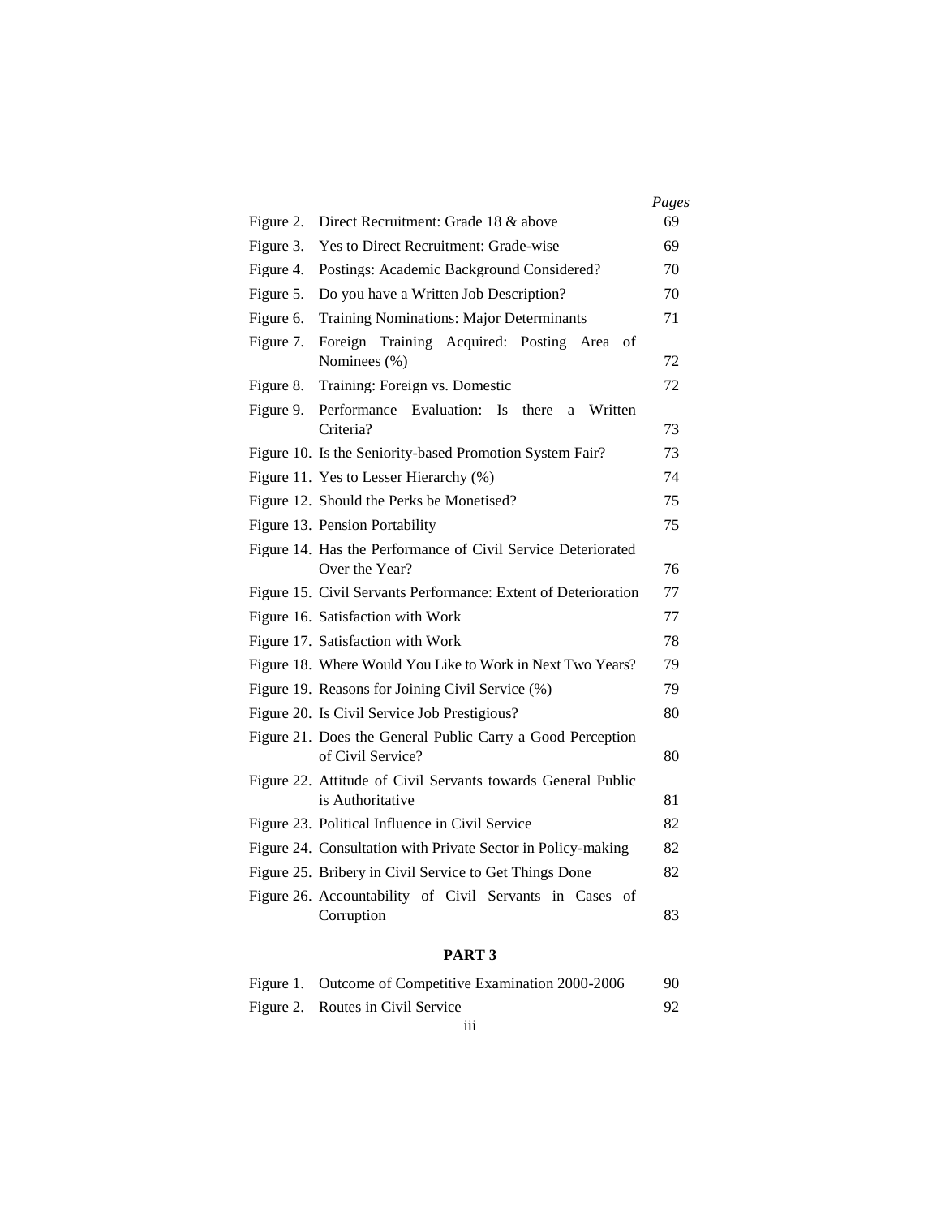| | | *Pages* |
|---|---|---|
| Figure 2. | Direct Recruitment: Grade 18 & above | 69 |
| Figure 3. | Yes to Direct Recruitment: Grade-wise | 69 |
| Figure 4. | Postings: Academic Background Considered? | 70 |
| Figure 5. | Do you have a Written Job Description? | 70 |
| Figure 6. | Training Nominations: Major Determinants | 71 |
| Figure 7. | Foreign Training Acquired: Posting Area of Nominees (%) | 72 |
| Figure 8. | Training: Foreign vs. Domestic | 72 |
| Figure 9. | Performance Evaluation: Is there a Written Criteria? | 73 |
| Figure 10. | Is the Seniority-based Promotion System Fair? | 73 |
| Figure 11. | Yes to Lesser Hierarchy (%) | 74 |
| Figure 12. | Should the Perks be Monetised? | 75 |
| Figure 13. | Pension Portability | 75 |
| Figure 14. | Has the Performance of Civil Service Deteriorated Over the Year? | 76 |
| Figure 15. | Civil Servants Performance: Extent of Deterioration | 77 |
| Figure 16. | Satisfaction with Work | 77 |
| Figure 17. | Satisfaction with Work | 78 |
| Figure 18. | Where Would You Like to Work in Next Two Years? | 79 |
| Figure 19. | Reasons for Joining Civil Service (%) | 79 |
| Figure 20. | Is Civil Service Job Prestigious? | 80 |
| Figure 21. | Does the General Public Carry a Good Perception of Civil Service? | 80 |
| Figure 22. | Attitude of Civil Servants towards General Public is Authoritative | 81 |
| Figure 23. | Political Influence in Civil Service | 82 |
| Figure 24. | Consultation with Private Sector in Policy-making | 82 |
| Figure 25. | Bribery in Civil Service to Get Things Done | 82 |
| Figure 26. | Accountability of Civil Servants in Cases of Corruption | 83 |

**PART 3**

| | | |
|---|---|---|
| Figure 1. | Outcome of Competitive Examination 2000-2006 | 90 |
| Figure 2. | Routes in Civil Service | 92 |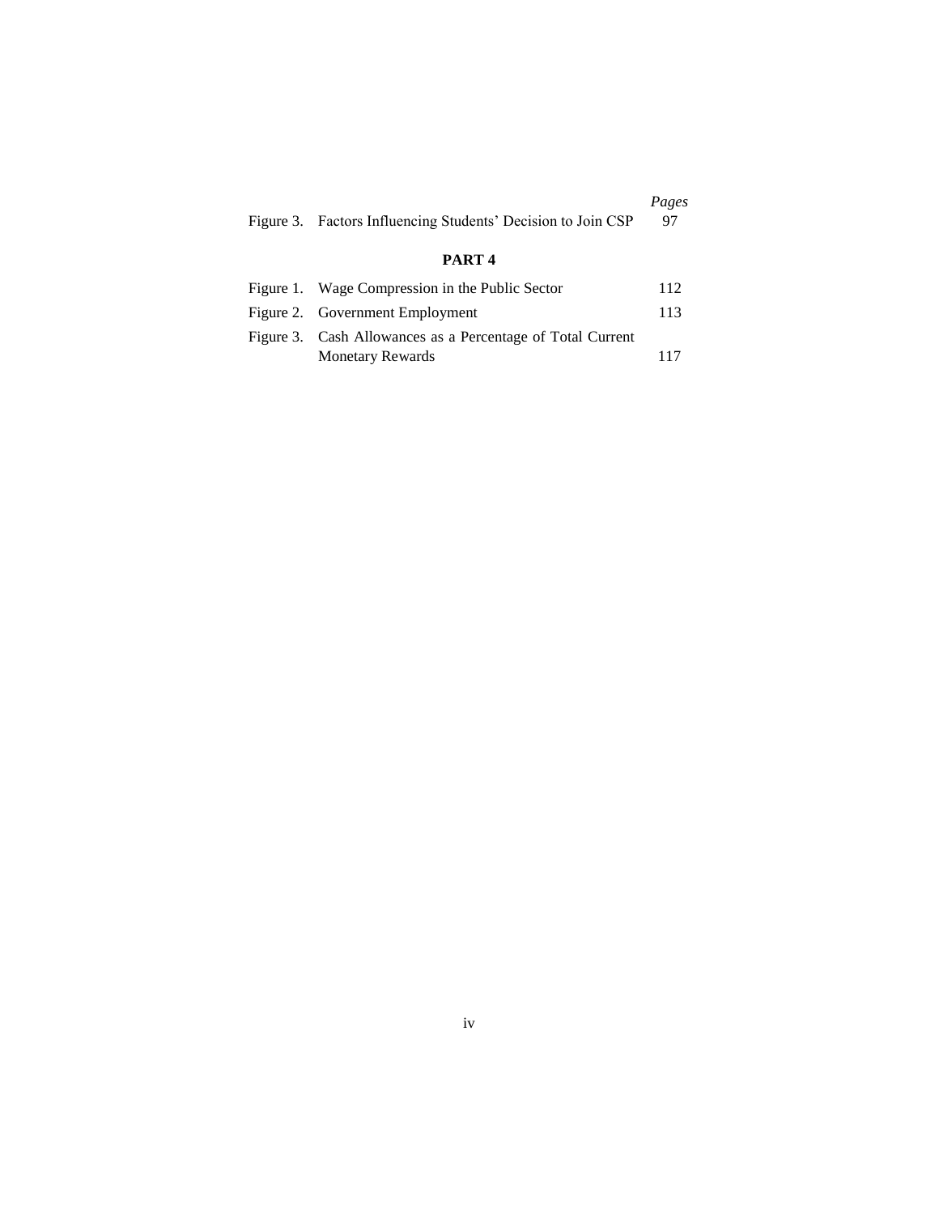| | | Pages |
|---|---|---|
| Figure 3. | Factors Influencing Students' Decision to Join CSP | 97 |

**PART 4**

| | | |
|---|---|---|
| Figure 1. | Wage Compression in the Public Sector | 112 |
| Figure 2. | Government Employment | 113 |
| Figure 3. | Cash Allowances as a Percentage of Total Current Monetary Rewards | 117 |